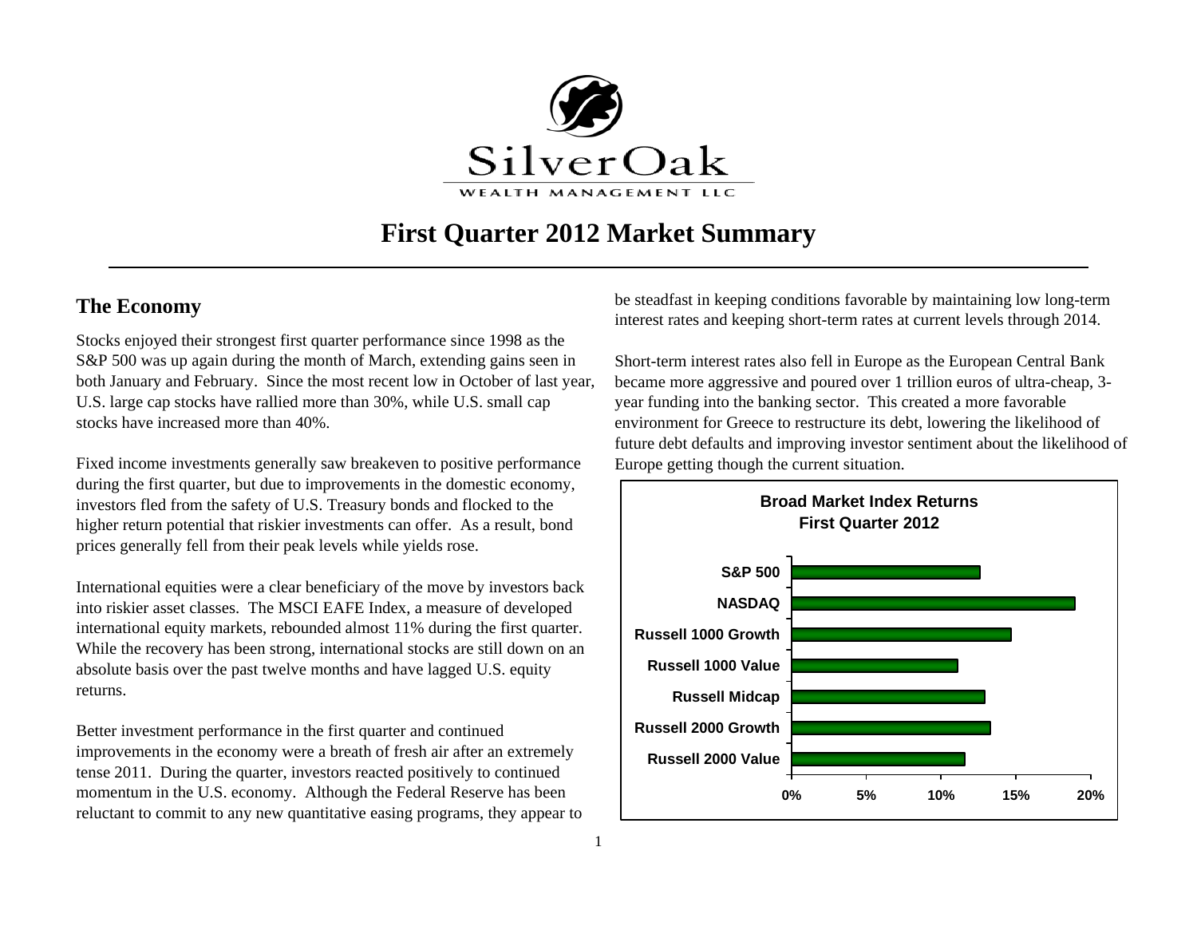SilverOak

WEALTH MANAGEMENT LLC

# First Quarter 2012 Market Summary

## The Economy

Stocks enjoyed their strongest first quarter performance since 1998 as the S&P 500 was up again during the month of March, extending gains seen in both January and February. Since the most recent low in October of last year, U.S. large cap stocks have rallied more than 30%, while U.S. small cap stocks have increased more than 40%.

Fixed income investments generally saw breakeven to positive performance during the first quarter, but due to improvements in the domestic economy, investors fled from the safety of U.S. Treasury bonds and flocked to the higher return potential that riskier investments can offer. As a result, bond prices generally fell from their peak levels while yields rose.

International equities were a clear beneficiary of the move by investors back into riskier asset classes. The MSCI EAFE Index, a measure of developed international equity markets, rebounded almost 11% during the first quarter. While the recovery has been strong, international stocks are still down on an absolute basis over the past twelve months and have lagged U.S. equity returns.

Better investment performance in the first quarter and continued improvements in the economy were a breath of fresh air after an extremely tense 2011. During the quarter, investors reacted positively to continued momentum in the U.S. economy. Although the Federal Reserve has been reluctant to commit to any new quantitative easing programs, they appear to be steadfast in keeping conditions favorable by maintaining low long-term interest rates and keeping short-term rates at current levels through 2014.

Short-term interest rates also fell in Europe as the European Central Bank became more aggressive and poured over 1 trillion euros of ultra-cheap, 3-year funding into the banking sector. This created a more favorable environment for Greece to restructure its debt, lowering the likelihood of future debt defaults and improving investor sentiment about the likelihood of Europe getting though the current situation.

**Broad Market Index Returns**
**First Quarter 2012**

| Index | Approx. Return |
|---|---|
| S&P 500 | ~12.6% |
| NASDAQ | ~18.9% |
| Russell 1000 Growth | ~14.7% |
| Russell 1000 Value | ~11.1% |
| Russell Midcap | ~12.9% |
| Russell 2000 Growth | ~13.3% |
| Russell 2000 Value | ~11.6% |

Axis: 0%, 5%, 10%, 15%, 20%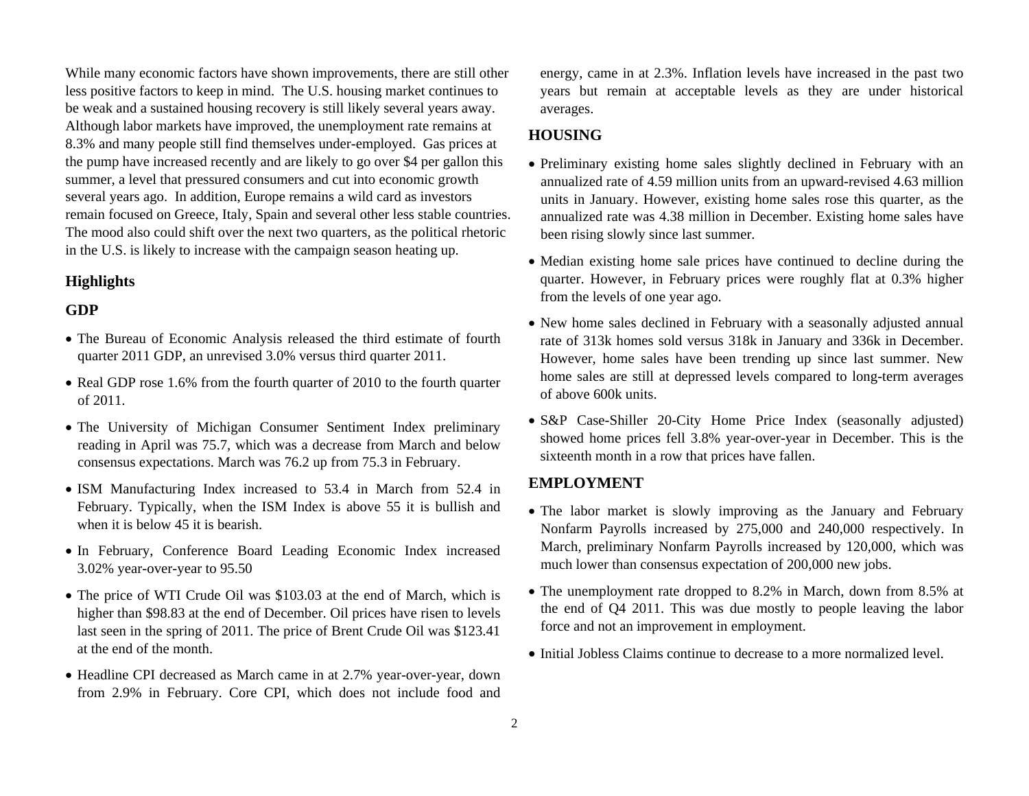While many economic factors have shown improvements, there are still other less positive factors to keep in mind. The U.S. housing market continues to be weak and a sustained housing recovery is still likely several years away. Although labor markets have improved, the unemployment rate remains at 8.3% and many people still find themselves under-employed. Gas prices at the pump have increased recently and are likely to go over $4 per gallon this summer, a level that pressured consumers and cut into economic growth several years ago. In addition, Europe remains a wild card as investors remain focused on Greece, Italy, Spain and several other less stable countries. The mood also could shift over the next two quarters, as the political rhetoric in the U.S. is likely to increase with the campaign season heating up.

## Highlights

### GDP

- The Bureau of Economic Analysis released the third estimate of fourth quarter 2011 GDP, an unrevised 3.0% versus third quarter 2011.
- Real GDP rose 1.6% from the fourth quarter of 2010 to the fourth quarter of 2011.
- The University of Michigan Consumer Sentiment Index preliminary reading in April was 75.7, which was a decrease from March and below consensus expectations. March was 76.2 up from 75.3 in February.
- ISM Manufacturing Index increased to 53.4 in March from 52.4 in February. Typically, when the ISM Index is above 55 it is bullish and when it is below 45 it is bearish.
- In February, Conference Board Leading Economic Index increased 3.02% year-over-year to 95.50
- The price of WTI Crude Oil was $103.03 at the end of March, which is higher than $98.83 at the end of December. Oil prices have risen to levels last seen in the spring of 2011. The price of Brent Crude Oil was $123.41 at the end of the month.
- Headline CPI decreased as March came in at 2.7% year-over-year, down from 2.9% in February. Core CPI, which does not include food and energy, came in at 2.3%. Inflation levels have increased in the past two years but remain at acceptable levels as they are under historical averages.

### HOUSING

- Preliminary existing home sales slightly declined in February with an annualized rate of 4.59 million units from an upward-revised 4.63 million units in January. However, existing home sales rose this quarter, as the annualized rate was 4.38 million in December. Existing home sales have been rising slowly since last summer.
- Median existing home sale prices have continued to decline during the quarter. However, in February prices were roughly flat at 0.3% higher from the levels of one year ago.
- New home sales declined in February with a seasonally adjusted annual rate of 313k homes sold versus 318k in January and 336k in December. However, home sales have been trending up since last summer. New home sales are still at depressed levels compared to long-term averages of above 600k units.
- S&P Case-Shiller 20-City Home Price Index (seasonally adjusted) showed home prices fell 3.8% year-over-year in December. This is the sixteenth month in a row that prices have fallen.

### EMPLOYMENT

- The labor market is slowly improving as the January and February Nonfarm Payrolls increased by 275,000 and 240,000 respectively. In March, preliminary Nonfarm Payrolls increased by 120,000, which was much lower than consensus expectation of 200,000 new jobs.
- The unemployment rate dropped to 8.2% in March, down from 8.5% at the end of Q4 2011. This was due mostly to people leaving the labor force and not an improvement in employment.
- Initial Jobless Claims continue to decrease to a more normalized level.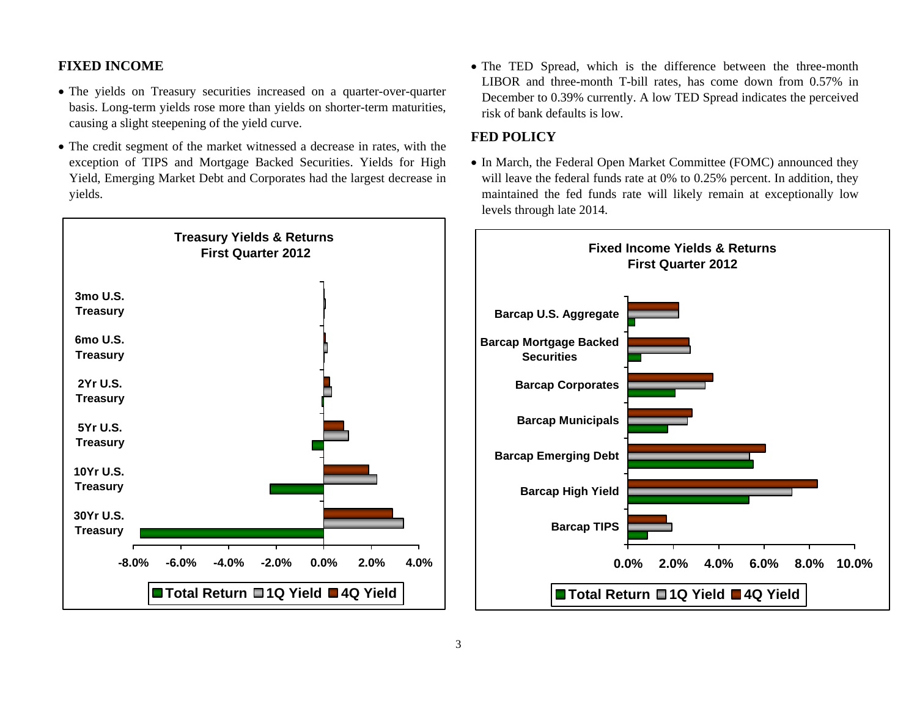## FIXED INCOME

- The yields on Treasury securities increased on a quarter-over-quarter basis. Long-term yields rose more than yields on shorter-term maturities, causing a slight steepening of the yield curve.
- The credit segment of the market witnessed a decrease in rates, with the exception of TIPS and Mortgage Backed Securities. Yields for High Yield, Emerging Market Debt and Corporates had the largest decrease in yields.

**Treasury Yields & Returns**
**First Quarter 2012**

- 3mo U.S. Treasury
- 6mo U.S. Treasury
- 2Yr U.S. Treasury
- 5Yr U.S. Treasury
- 10Yr U.S. Treasury
- 30Yr U.S. Treasury

-8.0% -6.0% -4.0% -2.0% 0.0% 2.0% 4.0%

Total Return | 1Q Yield | 4Q Yield

- The TED Spread, which is the difference between the three-month LIBOR and three-month T-bill rates, has come down from 0.57% in December to 0.39% currently. A low TED Spread indicates the perceived risk of bank defaults is low.

## FED POLICY

- In March, the Federal Open Market Committee (FOMC) announced they will leave the federal funds rate at 0% to 0.25% percent. In addition, they maintained the fed funds rate will likely remain at exceptionally low levels through late 2014.

**Fixed Income Yields & Returns**
**First Quarter 2012**

- Barcap U.S. Aggregate
- Barcap Mortgage Backed Securities
- Barcap Corporates
- Barcap Municipals
- Barcap Emerging Debt
- Barcap High Yield
- Barcap TIPS

0.0% 2.0% 4.0% 6.0% 8.0% 10.0%

Total Return | 1Q Yield | 4Q Yield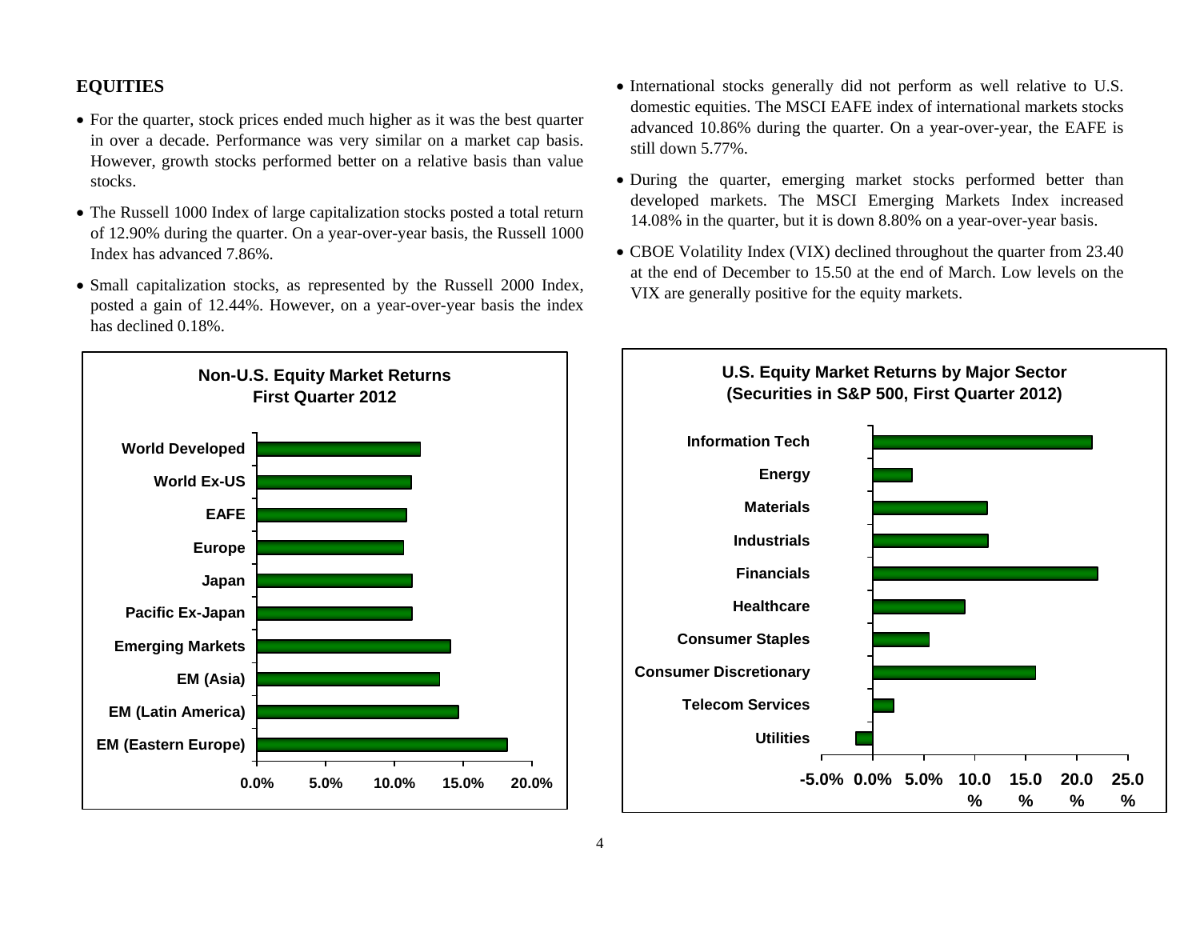## EQUITIES

- For the quarter, stock prices ended much higher as it was the best quarter in over a decade. Performance was very similar on a market cap basis. However, growth stocks performed better on a relative basis than value stocks.
- The Russell 1000 Index of large capitalization stocks posted a total return of 12.90% during the quarter. On a year-over-year basis, the Russell 1000 Index has advanced 7.86%.
- Small capitalization stocks, as represented by the Russell 2000 Index, posted a gain of 12.44%. However, on a year-over-year basis the index has declined 0.18%.
- International stocks generally did not perform as well relative to U.S. domestic equities. The MSCI EAFE index of international markets stocks advanced 10.86% during the quarter. On a year-over-year, the EAFE is still down 5.77%.
- During the quarter, emerging market stocks performed better than developed markets. The MSCI Emerging Markets Index increased 14.08% in the quarter, but it is down 8.80% on a year-over-year basis.
- CBOE Volatility Index (VIX) declined throughout the quarter from 23.40 at the end of December to 15.50 at the end of March. Low levels on the VIX are generally positive for the equity markets.

**Non-U.S. Equity Market Returns**
**First Quarter 2012**

World Developed
World Ex-US
EAFE
Europe
Japan
Pacific Ex-Japan
Emerging Markets
EM (Asia)
EM (Latin America)
EM (Eastern Europe)

0.0% 5.0% 10.0% 15.0% 20.0%

**U.S. Equity Market Returns by Major Sector**
**(Securities in S&P 500, First Quarter 2012)**

Information Tech
Energy
Materials
Industrials
Financials
Healthcare
Consumer Staples
Consumer Discretionary
Telecom Services
Utilities

-5.0% 0.0% 5.0% 10.0% 15.0% 20.0% 25.0%